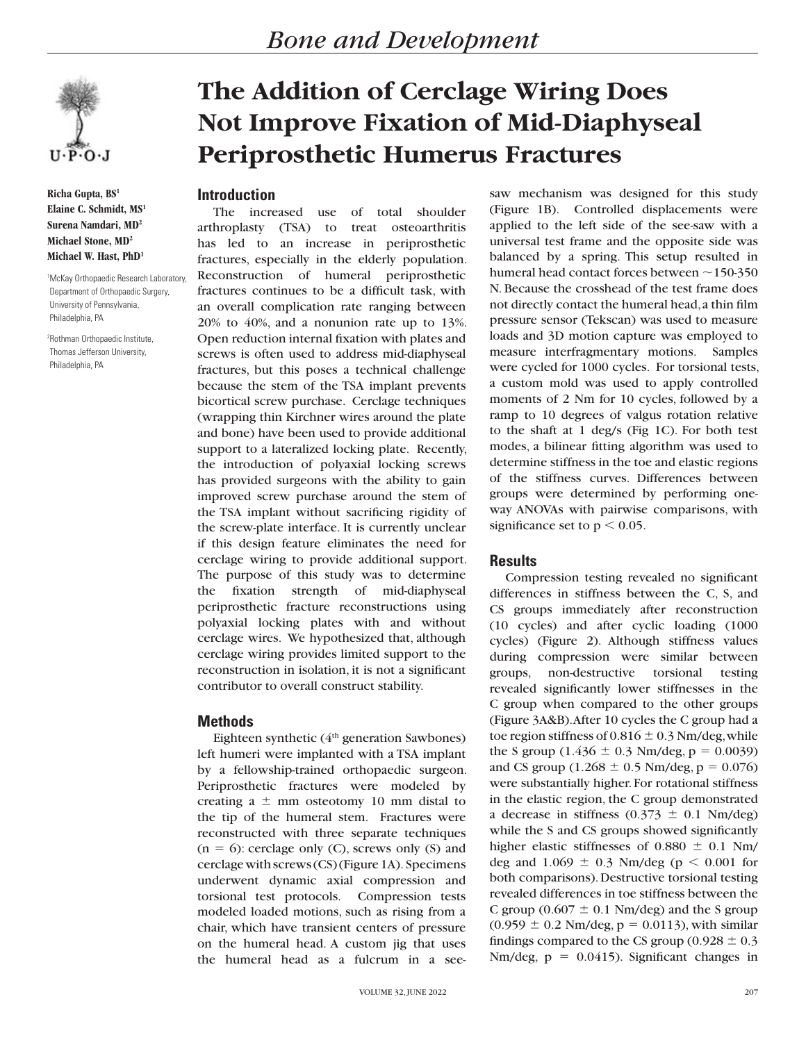# The Addition of Cerclage Wiring Does Not Improve Fixation of Mid-Diaphyseal Periprosthetic Humerus Fractures

**Richa Gupta, BS[1]**
**Elaine C. Schmidt, MS[1]**
**Surena Namdari, MD[2]**
**Michael Stone, MD[2]**
**Michael W. Hast, PhD[1]**

[1]McKay Orthopaedic Research Laboratory, Department of Orthopaedic Surgery, University of Pennsylvania, Philadelphia, PA

[2]Rothman Orthopaedic Institute, Thomas Jefferson University, Philadelphia, PA

## Introduction

The increased use of total shoulder arthroplasty (TSA) to treat osteoarthritis has led to an increase in periprosthetic fractures, especially in the elderly population. Reconstruction of humeral periprosthetic fractures continues to be a difficult task, with an overall complication rate ranging between 20% to 40%, and a nonunion rate up to 13%. Open reduction internal fixation with plates and screws is often used to address mid-diaphyseal fractures, but this poses a technical challenge because the stem of the TSA implant prevents bicortical screw purchase. Cerclage techniques (wrapping thin Kirchner wires around the plate and bone) have been used to provide additional support to a lateralized locking plate. Recently, the introduction of polyaxial locking screws has provided surgeons with the ability to gain improved screw purchase around the stem of the TSA implant without sacrificing rigidity of the screw-plate interface. It is currently unclear if this design feature eliminates the need for cerclage wiring to provide additional support. The purpose of this study was to determine the fixation strength of mid-diaphyseal periprosthetic fracture reconstructions using polyaxial locking plates with and without cerclage wires. We hypothesized that, although cerclage wiring provides limited support to the reconstruction in isolation, it is not a significant contributor to overall construct stability.

## Methods

Eighteen synthetic (4th generation Sawbones) left humeri were implanted with a TSA implant by a fellowship-trained orthopaedic surgeon. Periprosthetic fractures were modeled by creating a ± mm osteotomy 10 mm distal to the tip of the humeral stem. Fractures were reconstructed with three separate techniques (n = 6): cerclage only (C), screws only (S) and cerclage with screws (CS) (Figure 1A). Specimens underwent dynamic axial compression and torsional test protocols. Compression tests modeled loaded motions, such as rising from a chair, which have transient centers of pressure on the humeral head. A custom jig that uses the humeral head as a fulcrum in a see-saw mechanism was designed for this study (Figure 1B). Controlled displacements were applied to the left side of the see-saw with a universal test frame and the opposite side was balanced by a spring. This setup resulted in humeral head contact forces between ~150-350 N. Because the crosshead of the test frame does not directly contact the humeral head, a thin film pressure sensor (Tekscan) was used to measure loads and 3D motion capture was employed to measure interfragmentary motions. Samples were cycled for 1000 cycles. For torsional tests, a custom mold was used to apply controlled moments of 2 Nm for 10 cycles, followed by a ramp to 10 degrees of valgus rotation relative to the shaft at 1 deg/s (Fig 1C). For both test modes, a bilinear fitting algorithm was used to determine stiffness in the toe and elastic regions of the stiffness curves. Differences between groups were determined by performing one-way ANOVAs with pairwise comparisons, with significance set to $p < 0.05$.

## Results

Compression testing revealed no significant differences in stiffness between the C, S, and CS groups immediately after reconstruction (10 cycles) and after cyclic loading (1000 cycles) (Figure 2). Although stiffness values during compression were similar between groups, non-destructive torsional testing revealed significantly lower stiffnesses in the C group when compared to the other groups (Figure 3A&B). After 10 cycles the C group had a toe region stiffness of 0.816 ± 0.3 Nm/deg, while the S group (1.436 ± 0.3 Nm/deg, $p = 0.0039$) and CS group (1.268 ± 0.5 Nm/deg, $p = 0.076$) were substantially higher. For rotational stiffness in the elastic region, the C group demonstrated a decrease in stiffness (0.373 ± 0.1 Nm/deg) while the S and CS groups showed significantly higher elastic stiffnesses of 0.880 ± 0.1 Nm/deg and 1.069 ± 0.3 Nm/deg ($p < 0.001$ for both comparisons). Destructive torsional testing revealed differences in toe stiffness between the C group (0.607 ± 0.1 Nm/deg) and the S group (0.959 ± 0.2 Nm/deg, $p = 0.0113$), with similar findings compared to the CS group (0.928 ± 0.3 Nm/deg, $p = 0.0415$). Significant changes in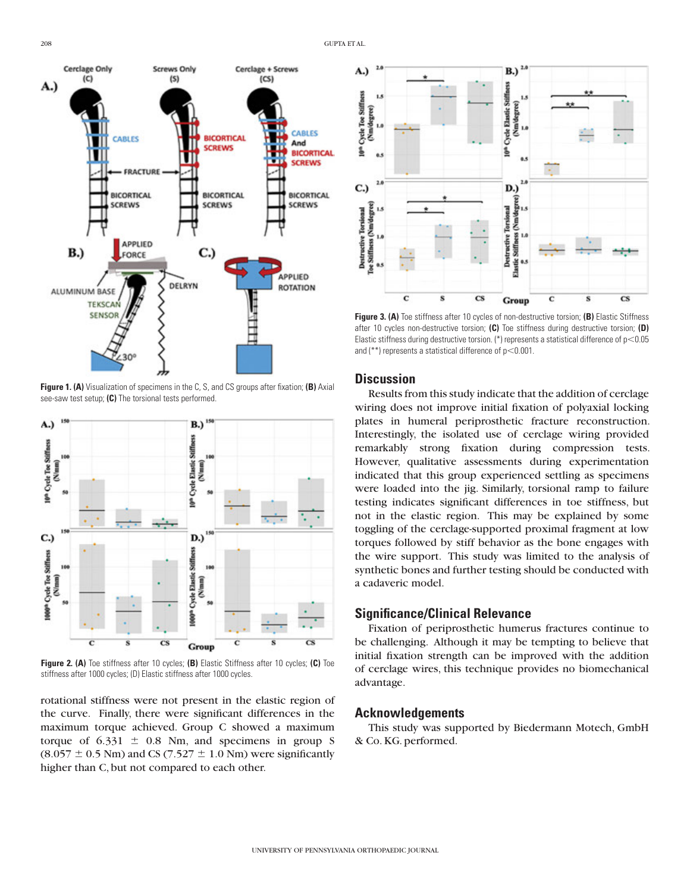A.)

Cerclage Only (C)

Screws Only (S)

Cerclage + Screws (CS)

CABLES

BICORTICAL SCREWS

CABLES And BICORTICAL SCREWS

FRACTURE

BICORTICAL SCREWS

BICORTICAL SCREWS

BICORTICAL SCREWS

B.)

APPLIED FORCE

ALUMINUM BASE

TEKSCAN SENSOR

DELRYN

∠30°

C.)

APPLIED ROTATION

**Figure 1.** **(A)** Visualization of specimens in the C, S, and CS groups after fixation; **(B)** Axial see-saw test setup; **(C)** The torsional tests performed.

A.) 10th Cycle Toe Stiffness (N/mm)

B.) 10th Cycle Elastic Stiffness (N/mm)

C.) 1000th Cycle Toe Stiffness (N/mm)

D.) 1000th Cycle Elastic Stiffness (N/mm)

150

100

50

C S CS Group C S CS

**Figure 2.** **(A)** Toe stiffness after 10 cycles; **(B)** Elastic Stiffness after 10 cycles; **(C)** Toe stiffness after 1000 cycles; (D) Elastic stiffness after 1000 cycles.

rotational stiffness were not present in the elastic region of the curve. Finally, there were significant differences in the maximum torque achieved. Group C showed a maximum torque of 6.331 ± 0.8 Nm, and specimens in group S (8.057 ± 0.5 Nm) and CS (7.527 ± 1.0 Nm) were significantly higher than C, but not compared to each other.

A.) 10th Cycle Toe Stiffness (Nm/degree)

B.) 10th Cycle Elastic Stiffness (Nm/degree)

C.) Destructive Torsional Toe Stiffness (Nm/degree)

D.) Destructive Torsional Elastic Stiffness (Nm/degree)

2.0

1.5

1.0

0.5

*

**

**

*

*

C S CS Group C S CS

**Figure 3.** **(A)** Toe stiffness after 10 cycles of non-destructive torsion; **(B)** Elastic Stiffness after 10 cycles non-destructive torsion; **(C)** Toe stiffness during destructive torsion; **(D)** Elastic stiffness during destructive torsion. (*) represents a statistical difference of $p<0.05$ and (**) represents a statistical difference of $p<0.001$.

## Discussion

Results from this study indicate that the addition of cerclage wiring does not improve initial fixation of polyaxial locking plates in humeral periprosthetic fracture reconstruction. Interestingly, the isolated use of cerclage wiring provided remarkably strong fixation during compression tests. However, qualitative assessments during experimentation indicated that this group experienced settling as specimens were loaded into the jig. Similarly, torsional ramp to failure testing indicates significant differences in toe stiffness, but not in the elastic region. This may be explained by some toggling of the cerclage-supported proximal fragment at low torques followed by stiff behavior as the bone engages with the wire support. This study was limited to the analysis of synthetic bones and further testing should be conducted with a cadaveric model.

## Significance/Clinical Relevance

Fixation of periprosthetic humerus fractures continue to be challenging. Although it may be tempting to believe that initial fixation strength can be improved with the addition of cerclage wires, this technique provides no biomechanical advantage.

## Acknowledgements

This study was supported by Biedermann Motech, GmbH & Co. KG. performed.